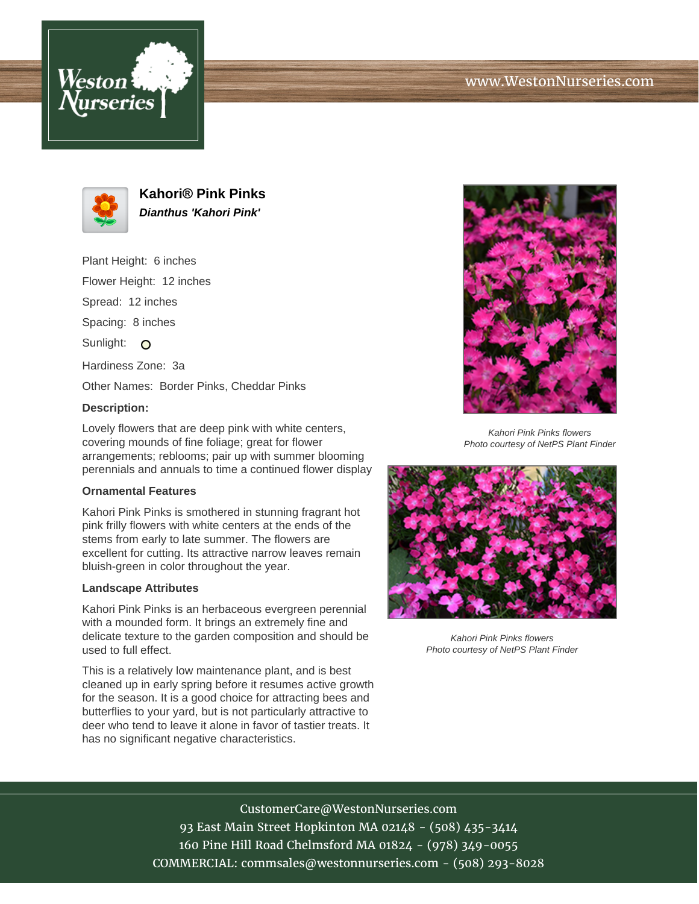# Kahori® Pink Pinks

***Dianthus 'Kahori Pink'***

Plant Height: 6 inches

Flower Height: 12 inches

Spread: 12 inches

Spacing: 8 inches

Sunlight: O

Hardiness Zone: 3a

Other Names: Border Pinks, Cheddar Pinks

**Description:**

Lovely flowers that are deep pink with white centers, covering mounds of fine foliage; great for flower arrangements; reblooms; pair up with summer blooming perennials and annuals to time a continued flower display

**Ornamental Features**

Kahori Pink Pinks is smothered in stunning fragrant hot pink frilly flowers with white centers at the ends of the stems from early to late summer. The flowers are excellent for cutting. Its attractive narrow leaves remain bluish-green in color throughout the year.

**Landscape Attributes**

Kahori Pink Pinks is an herbaceous evergreen perennial with a mounded form. It brings an extremely fine and delicate texture to the garden composition and should be used to full effect.

This is a relatively low maintenance plant, and is best cleaned up in early spring before it resumes active growth for the season. It is a good choice for attracting bees and butterflies to your yard, but is not particularly attractive to deer who tend to leave it alone in favor of tastier treats. It has no significant negative characteristics.

*Kahori Pink Pinks flowers*
*Photo courtesy of NetPS Plant Finder*

*Kahori Pink Pinks flowers*
*Photo courtesy of NetPS Plant Finder*

CustomerCare@WestonNurseries.com
93 East Main Street Hopkinton MA 02148 - (508) 435-3414
160 Pine Hill Road Chelmsford MA 01824 - (978) 349-0055
COMMERCIAL: commsales@westonnurseries.com - (508) 293-8028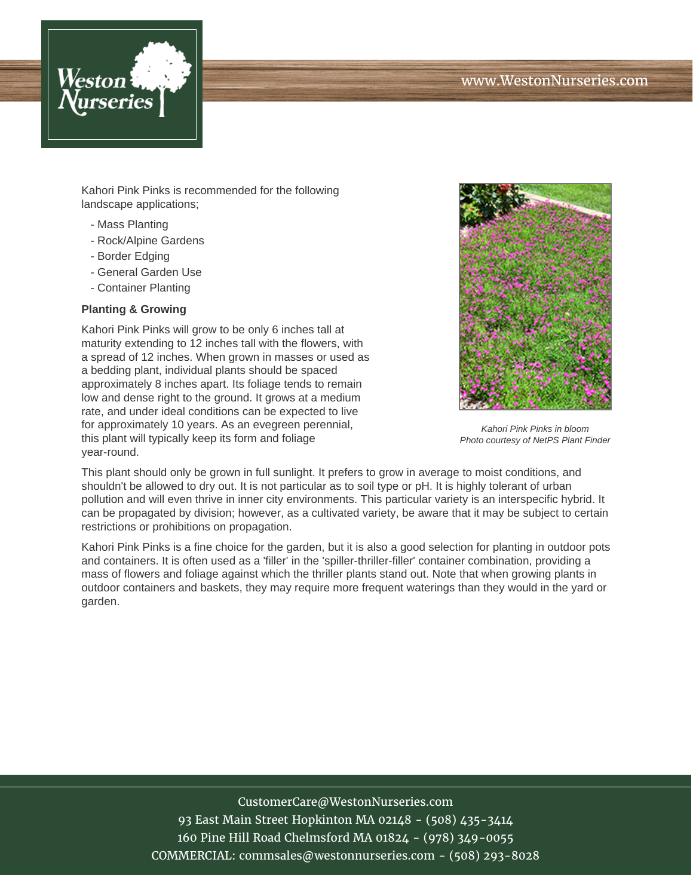Kahori Pink Pinks is recommended for the following landscape applications;

- Mass Planting
- Rock/Alpine Gardens
- Border Edging
- General Garden Use
- Container Planting

**Planting & Growing**

Kahori Pink Pinks will grow to be only 6 inches tall at maturity extending to 12 inches tall with the flowers, with a spread of 12 inches. When grown in masses or used as a bedding plant, individual plants should be spaced approximately 8 inches apart. Its foliage tends to remain low and dense right to the ground. It grows at a medium rate, and under ideal conditions can be expected to live for approximately 10 years. As an evegreen perennial, this plant will typically keep its form and foliage year-round.

*Kahori Pink Pinks in bloom*
*Photo courtesy of NetPS Plant Finder*

This plant should only be grown in full sunlight. It prefers to grow in average to moist conditions, and shouldn't be allowed to dry out. It is not particular as to soil type or pH. It is highly tolerant of urban pollution and will even thrive in inner city environments. This particular variety is an interspecific hybrid. It can be propagated by division; however, as a cultivated variety, be aware that it may be subject to certain restrictions or prohibitions on propagation.

Kahori Pink Pinks is a fine choice for the garden, but it is also a good selection for planting in outdoor pots and containers. It is often used as a 'filler' in the 'spiller-thriller-filler' container combination, providing a mass of flowers and foliage against which the thriller plants stand out. Note that when growing plants in outdoor containers and baskets, they may require more frequent waterings than they would in the yard or garden.